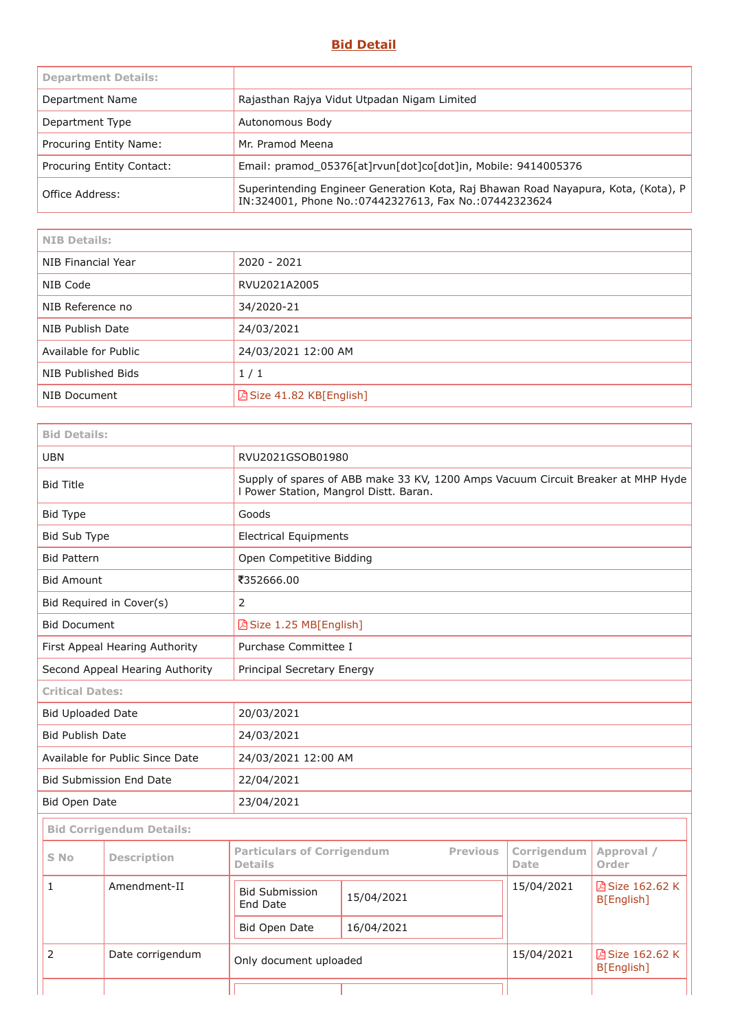# Bid Detail

| Department Details: | |
|---|---|
| Department Name | Rajasthan Rajya Vidut Utpadan Nigam Limited |
| Department Type | Autonomous Body |
| Procuring Entity Name: | Mr. Pramod Meena |
| Procuring Entity Contact: | Email: pramod_05376[at]rvun[dot]co[dot]in, Mobile: 9414005376 |
| Office Address: | Superintending Engineer Generation Kota, Raj Bhawan Road Nayapura, Kota, (Kota), PIN:324001, Phone No.:07442327613, Fax No.:07442323624 |

| NIB Details: | |
|---|---|
| NIB Financial Year | 2020 - 2021 |
| NIB Code | RVU2021A2005 |
| NIB Reference no | 34/2020-21 |
| NIB Publish Date | 24/03/2021 |
| Available for Public | 24/03/2021 12:00 AM |
| NIB Published Bids | 1 / 1 |
| NIB Document | Size 41.82 KB[English] |

| Bid Details: | |
|---|---|
| UBN | RVU2021GSOB01980 |
| Bid Title | Supply of spares of ABB make 33 KV, 1200 Amps Vacuum Circuit Breaker at MHP Hydel Power Station, Mangrol Distt. Baran. |
| Bid Type | Goods |
| Bid Sub Type | Electrical Equipments |
| Bid Pattern | Open Competitive Bidding |
| Bid Amount | ₹352666.00 |
| Bid Required in Cover(s) | 2 |
| Bid Document | Size 1.25 MB[English] |
| First Appeal Hearing Authority | Purchase Committee I |
| Second Appeal Hearing Authority | Principal Secretary Energy |
| **Critical Dates:** | |
| Bid Uploaded Date | 20/03/2021 |
| Bid Publish Date | 24/03/2021 |
| Available for Public Since Date | 24/03/2021 12:00 AM |
| Bid Submission End Date | 22/04/2021 |
| Bid Open Date | 23/04/2021 |

**Bid Corrigendum Details:**

| S No | Description | Particulars of Corrigendum | Previous Details | Corrigendum Date | Approval / Order |
|---|---|---|---|---|---|
| 1 | Amendment-II | Bid Submission End Date | 15/04/2021 | 15/04/2021 | Size 162.62 KB[English] |
| | | Bid Open Date | 16/04/2021 | | |
| 2 | Date corrigendum | Only document uploaded | | 15/04/2021 | Size 162.62 KB[English] |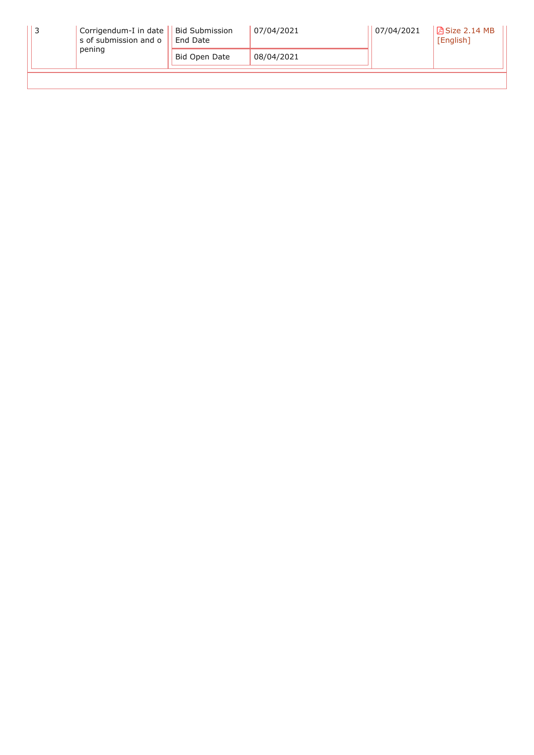| | | | | | |
|---|---|---|---|---|---|
| 3 | Corrigendum-I in dates of submission and opening | Bid Submission End Date | 07/04/2021 | 07/04/2021 | Size 2.14 MB [English] |
| | | Bid Open Date | 08/04/2021 | | |